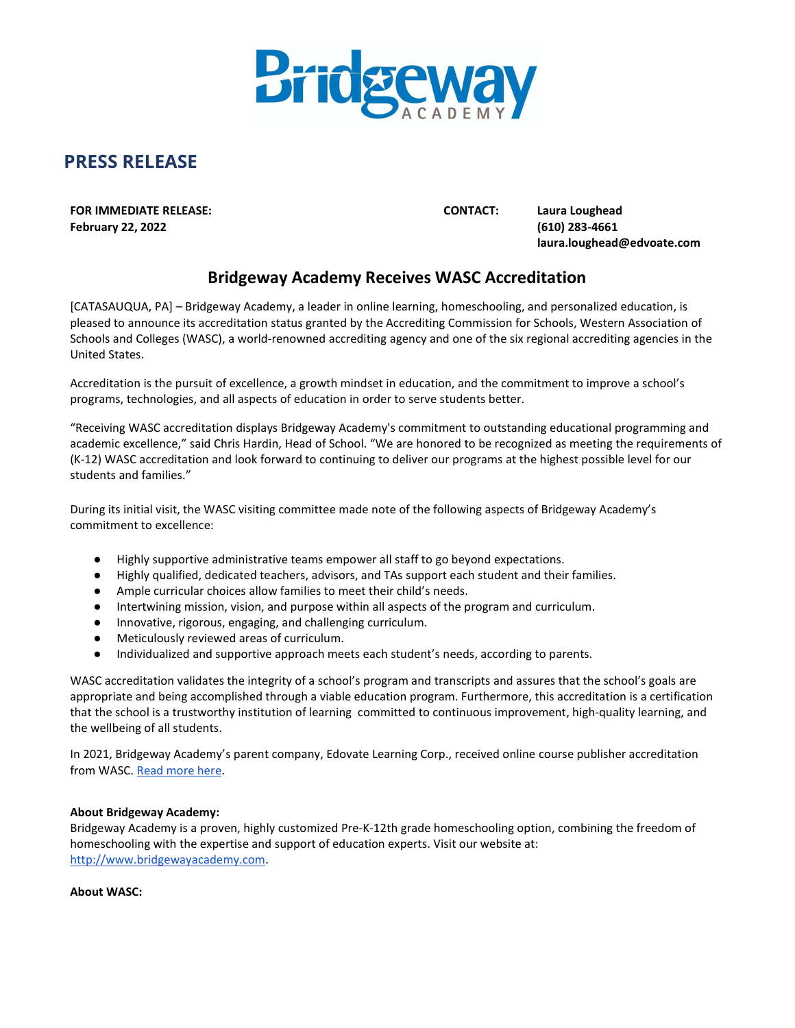# PRESS RELEASE

**FOR IMMEDIATE RELEASE:**
**February 22, 2022**

**CONTACT:** **Laura Loughead**
**(610) 283-4661**
**laura.loughead@edvoate.com**

## Bridgeway Academy Receives WASC Accreditation

[CATASAUQUA, PA] – Bridgeway Academy, a leader in online learning, homeschooling, and personalized education, is pleased to announce its accreditation status granted by the Accrediting Commission for Schools, Western Association of Schools and Colleges (WASC), a world-renowned accrediting agency and one of the six regional accrediting agencies in the United States.

Accreditation is the pursuit of excellence, a growth mindset in education, and the commitment to improve a school's programs, technologies, and all aspects of education in order to serve students better.

"Receiving WASC accreditation displays Bridgeway Academy's commitment to outstanding educational programming and academic excellence," said Chris Hardin, Head of School. "We are honored to be recognized as meeting the requirements of (K-12) WASC accreditation and look forward to continuing to deliver our programs at the highest possible level for our students and families."

During its initial visit, the WASC visiting committee made note of the following aspects of Bridgeway Academy's commitment to excellence:

- Highly supportive administrative teams empower all staff to go beyond expectations.
- Highly qualified, dedicated teachers, advisors, and TAs support each student and their families.
- Ample curricular choices allow families to meet their child's needs.
- Intertwining mission, vision, and purpose within all aspects of the program and curriculum.
- Innovative, rigorous, engaging, and challenging curriculum.
- Meticulously reviewed areas of curriculum.
- Individualized and supportive approach meets each student's needs, according to parents.

WASC accreditation validates the integrity of a school's program and transcripts and assures that the school's goals are appropriate and being accomplished through a viable education program. Furthermore, this accreditation is a certification that the school is a trustworthy institution of learning committed to continuous improvement, high-quality learning, and the wellbeing of all students.

In 2021, Bridgeway Academy's parent company, Edovate Learning Corp., received online course publisher accreditation from WASC. Read more here.

**About Bridgeway Academy:**
Bridgeway Academy is a proven, highly customized Pre-K-12th grade homeschooling option, combining the freedom of homeschooling with the expertise and support of education experts. Visit our website at: http://www.bridgewayacademy.com.

**About WASC:**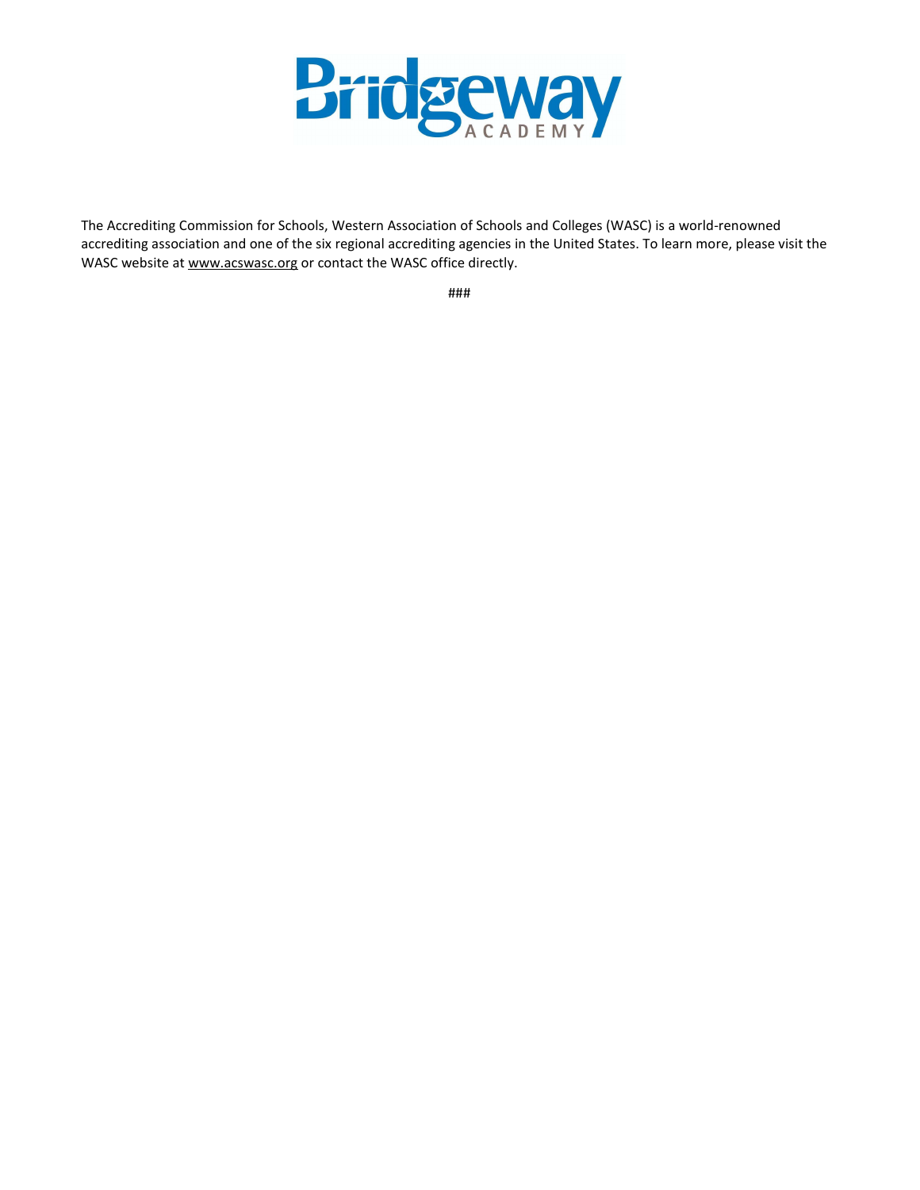The Accrediting Commission for Schools, Western Association of Schools and Colleges (WASC) is a world-renowned accrediting association and one of the six regional accrediting agencies in the United States. To learn more, please visit the WASC website at www.acswasc.org or contact the WASC office directly.

###